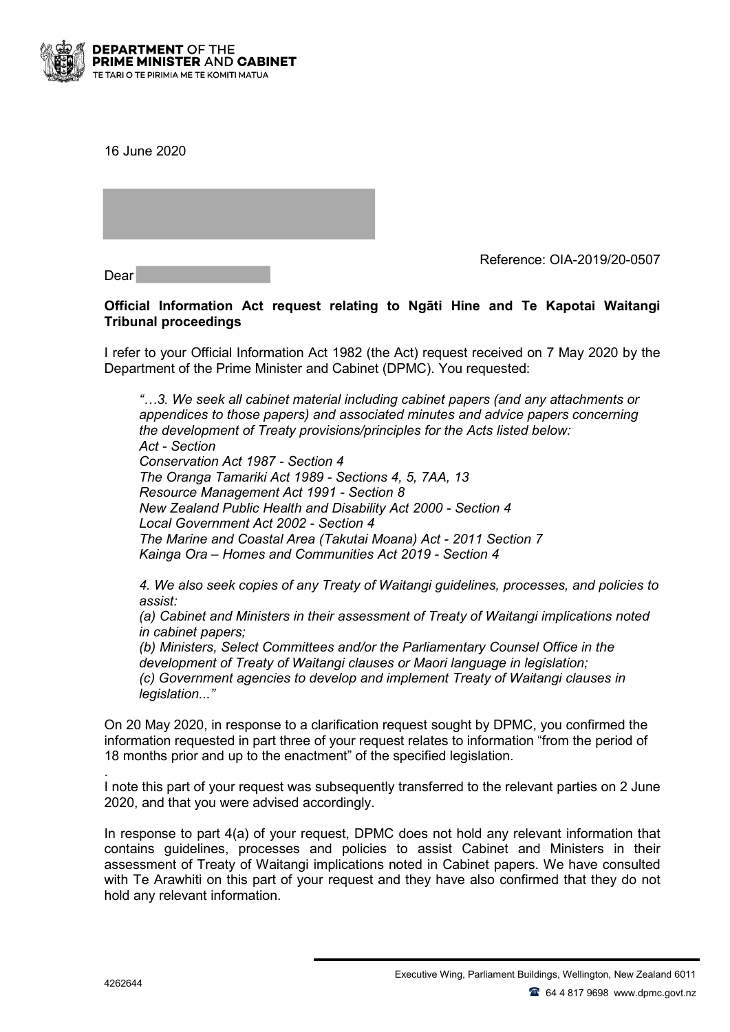**DEPARTMENT OF THE PRIME MINISTER AND CABINET**
TE TARI O TE PIRIMIA ME TE KOMITI MATUA

16 June 2020

Reference: OIA-2019/20-0507

Dear

**Official Information Act request relating to Ngāti Hine and Te Kapotai Waitangi Tribunal proceedings**

I refer to your Official Information Act 1982 (the Act) request received on 7 May 2020 by the Department of the Prime Minister and Cabinet (DPMC). You requested:

> *"…3. We seek all cabinet material including cabinet papers (and any attachments or appendices to those papers) and associated minutes and advice papers concerning the development of Treaty provisions/principles for the Acts listed below:*
> *Act - Section*
> *Conservation Act 1987 - Section 4*
> *The Oranga Tamariki Act 1989 - Sections 4, 5, 7AA, 13*
> *Resource Management Act 1991 - Section 8*
> *New Zealand Public Health and Disability Act 2000 - Section 4*
> *Local Government Act 2002 - Section 4*
> *The Marine and Coastal Area (Takutai Moana) Act - 2011 Section 7*
> *Kainga Ora – Homes and Communities Act 2019 - Section 4*
>
> *4. We also seek copies of any Treaty of Waitangi guidelines, processes, and policies to assist:*
> *(a) Cabinet and Ministers in their assessment of Treaty of Waitangi implications noted in cabinet papers;*
> *(b) Ministers, Select Committees and/or the Parliamentary Counsel Office in the development of Treaty of Waitangi clauses or Maori language in legislation;*
> *(c) Government agencies to develop and implement Treaty of Waitangi clauses in legislation..."*

On 20 May 2020, in response to a clarification request sought by DPMC, you confirmed the information requested in part three of your request relates to information "from the period of 18 months prior and up to the enactment" of the specified legislation.

I note this part of your request was subsequently transferred to the relevant parties on 2 June 2020, and that you were advised accordingly.

In response to part 4(a) of your request, DPMC does not hold any relevant information that contains guidelines, processes and policies to assist Cabinet and Ministers in their assessment of Treaty of Waitangi implications noted in Cabinet papers. We have consulted with Te Arawhiti on this part of your request and they have also confirmed that they do not hold any relevant information.

4262644

Executive Wing, Parliament Buildings, Wellington, New Zealand 6011
64 4 817 9698 www.dpmc.govt.nz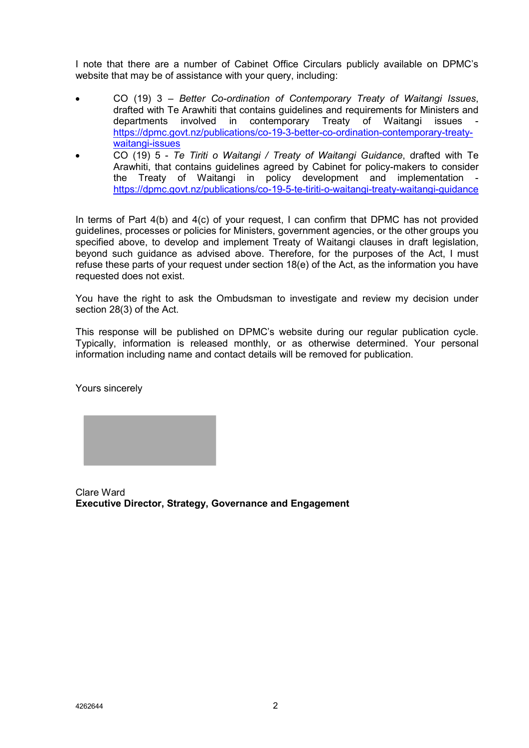I note that there are a number of Cabinet Office Circulars publicly available on DPMC's website that may be of assistance with your query, including:

- CO (19) 3 – *Better Co-ordination of Contemporary Treaty of Waitangi Issues*, drafted with Te Arawhiti that contains guidelines and requirements for Ministers and departments involved in contemporary Treaty of Waitangi issues - https://dpmc.govt.nz/publications/co-19-3-better-co-ordination-contemporary-treaty-waitangi-issues
- CO (19) 5 - *Te Tiriti o Waitangi / Treaty of Waitangi Guidance*, drafted with Te Arawhiti, that contains guidelines agreed by Cabinet for policy-makers to consider the Treaty of Waitangi in policy development and implementation - https://dpmc.govt.nz/publications/co-19-5-te-tiriti-o-waitangi-treaty-waitangi-guidance

In terms of Part 4(b) and 4(c) of your request, I can confirm that DPMC has not provided guidelines, processes or policies for Ministers, government agencies, or the other groups you specified above, to develop and implement Treaty of Waitangi clauses in draft legislation, beyond such guidance as advised above. Therefore, for the purposes of the Act, I must refuse these parts of your request under section 18(e) of the Act, as the information you have requested does not exist.

You have the right to ask the Ombudsman to investigate and review my decision under section 28(3) of the Act.

This response will be published on DPMC's website during our regular publication cycle. Typically, information is released monthly, or as otherwise determined. Your personal information including name and contact details will be removed for publication.

Yours sincerely

Clare Ward
**Executive Director, Strategy, Governance and Engagement**

4262644